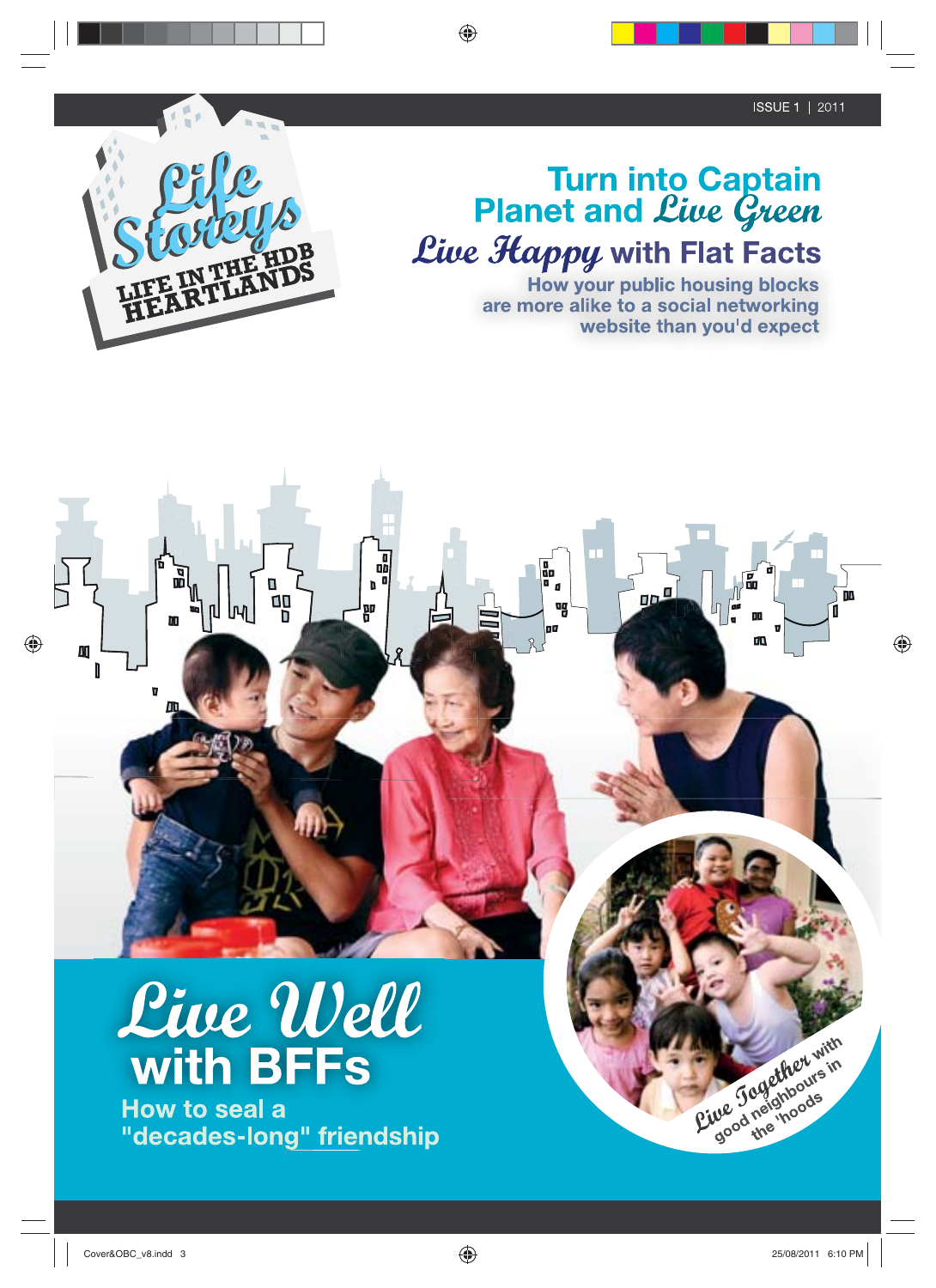ISSUE 1 | 2011

# Life Storeys

LIFE IN THE HDB HEARTLANDS

## Turn into Captain Planet and Live Green

## Live Happy with Flat Facts

How your public housing blocks are more alike to a social networking website than you'd expect

## Live Well with BFFs

How to seal a "decades-long" friendship

Live Together with good neighbours in the 'hoods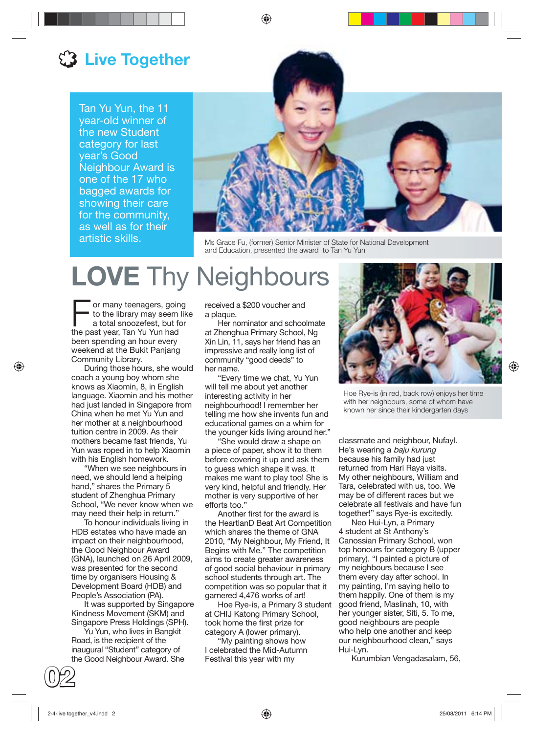# Live Together

Tan Yu Yun, the 11 year-old winner of the new Student category for last year's Good Neighbour Award is one of the 17 who bagged awards for showing their care for the community, as well as for their artistic skills.

Ms Grace Fu, (former) Senior Minister of State for National Development and Education, presented the award to Tan Yu Yun

## LOVE Thy Neighbours

For many teenagers, going to the library may seem like a total snoozefest, but for the past year, Tan Yu Yun had been spending an hour every weekend at the Bukit Panjang Community Library.

During those hours, she would coach a young boy whom she knows as Xiaomin, 8, in English language. Xiaomin and his mother had just landed in Singapore from China when he met Yu Yun and her mother at a neighbourhood tuition centre in 2009. As their mothers became fast friends, Yu Yun was roped in to help Xiaomin with his English homework.

"When we see neighbours in need, we should lend a helping hand," shares the Primary 5 student of Zhenghua Primary School, "We never know when we may need their help in return."

To honour individuals living in HDB estates who have made an impact on their neighbourhood, the Good Neighbour Award (GNA), launched on 26 April 2009, was presented for the second time by organisers Housing & Development Board (HDB) and People's Association (PA).

It was supported by Singapore Kindness Movement (SKM) and Singapore Press Holdings (SPH).

Yu Yun, who lives in Bangkit Road, is the recipient of the inaugural "Student" category of the Good Neighbour Award. She received a $200 voucher and a plaque.

Her nominator and schoolmate at Zhenghua Primary School, Ng Xin Lin, 11, says her friend has an impressive and really long list of community "good deeds" to her name.

"Every time we chat, Yu Yun will tell me about yet another interesting activity in her neighbourhood! I remember her telling me how she invents fun and educational games on a whim for the younger kids living around her."

"She would draw a shape on a piece of paper, show it to them before covering it up and ask them to guess which shape it was. It makes me want to play too! She is very kind, helpful and friendly. Her mother is very supportive of her efforts too."

Another first for the award is the HeartlanD Beat Art Competition which shares the theme of GNA 2010, "My Neighbour, My Friend, It Begins with Me." The competition aims to create greater awareness of good social behaviour in primary school students through art. The competition was so popular that it garnered 4,476 works of art!

Hoe Rye-is, a Primary 3 student at CHIJ Katong Primary School, took home the first prize for category A (lower primary).

"My painting shows how I celebrated the Mid-Autumn Festival this year with my classmate and neighbour, Nufayl. He's wearing a *baju kurung* because his family had just returned from Hari Raya visits. My other neighbours, William and Tara, celebrated with us, too. We may be of different races but we celebrate all festivals and have fun together!" says Rye-is excitedly.

Hoe Rye-is (in red, back row) enjoys her time with her neighbours, some of whom have known her since their kindergarten days

Neo Hui-Lyn, a Primary 4 student at St Anthony's Canossian Primary School, won top honours for category B (upper primary). "I painted a picture of my neighbours because I see them every day after school. In my painting, I'm saying hello to them happily. One of them is my good friend, Maslinah, 10, with her younger sister, Siti, 5. To me, good neighbours are people who help one another and keep our neighbourhood clean," says Hui-Lyn.

Kurumbian Vengadasalam, 56,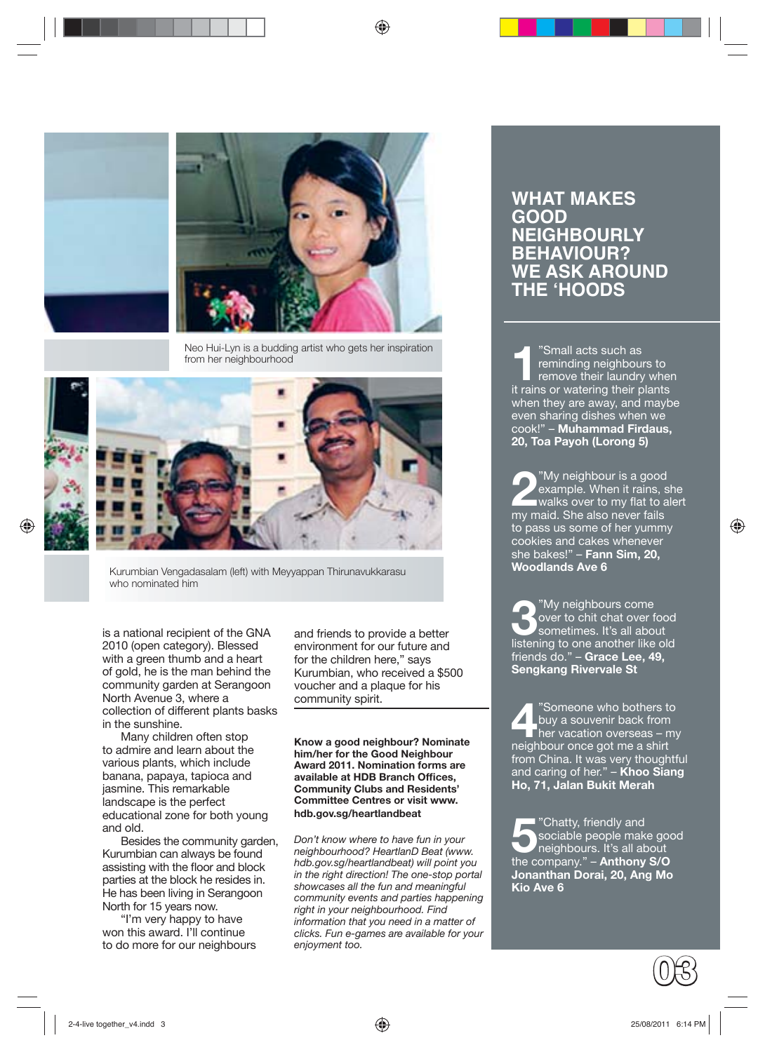Neo Hui-Lyn is a budding artist who gets her inspiration from her neighbourhood

Kurumbian Vengadasalam (left) with Meyyappan Thirunavukkarasu who nominated him

is a national recipient of the GNA 2010 (open category). Blessed with a green thumb and a heart of gold, he is the man behind the community garden at Serangoon North Avenue 3, where a collection of different plants basks in the sunshine.

Many children often stop to admire and learn about the various plants, which include banana, papaya, tapioca and jasmine. This remarkable landscape is the perfect educational zone for both young and old.

Besides the community garden, Kurumbian can always be found assisting with the floor and block parties at the block he resides in. He has been living in Serangoon North for 15 years now.

"I'm very happy to have won this award. I'll continue to do more for our neighbours and friends to provide a better environment for our future and for the children here," says Kurumbian, who received a $500 voucher and a plaque for his community spirit.

**Know a good neighbour? Nominate him/her for the Good Neighbour Award 2011. Nomination forms are available at HDB Branch Offices, Community Clubs and Residents' Committee Centres or visit www. hdb.gov.sg/heartlandbeat**

*Don't know where to have fun in your neighbourhood? HeartlanD Beat (www. hdb.gov.sg/heartlandbeat) will point you in the right direction! The one-stop portal showcases all the fun and meaningful community events and parties happening right in your neighbourhood. Find information that you need in a matter of clicks. Fun e-games are available for your enjoyment too.*

## WHAT MAKES GOOD NEIGHBOURLY BEHAVIOUR? WE ASK AROUND THE 'HOODS

1. "Small acts such as reminding neighbours to remove their laundry when it rains or watering their plants when they are away, and maybe even sharing dishes when we cook!" – **Muhammad Firdaus, 20, Toa Payoh (Lorong 5)**

2. "My neighbour is a good example. When it rains, she walks over to my flat to alert my maid. She also never fails to pass us some of her yummy cookies and cakes whenever she bakes!" – **Fann Sim, 20, Woodlands Ave 6**

3. "My neighbours come over to chit chat over food sometimes. It's all about listening to one another like old friends do." – **Grace Lee, 49, Sengkang Rivervale St**

4. "Someone who bothers to buy a souvenir back from her vacation overseas – my neighbour once got me a shirt from China. It was very thoughtful and caring of her." – **Khoo Siang Ho, 71, Jalan Bukit Merah**

5. "Chatty, friendly and sociable people make good neighbours. It's all about the company." – **Anthony S/O Jonanthan Dorai, 20, Ang Mo Kio Ave 6**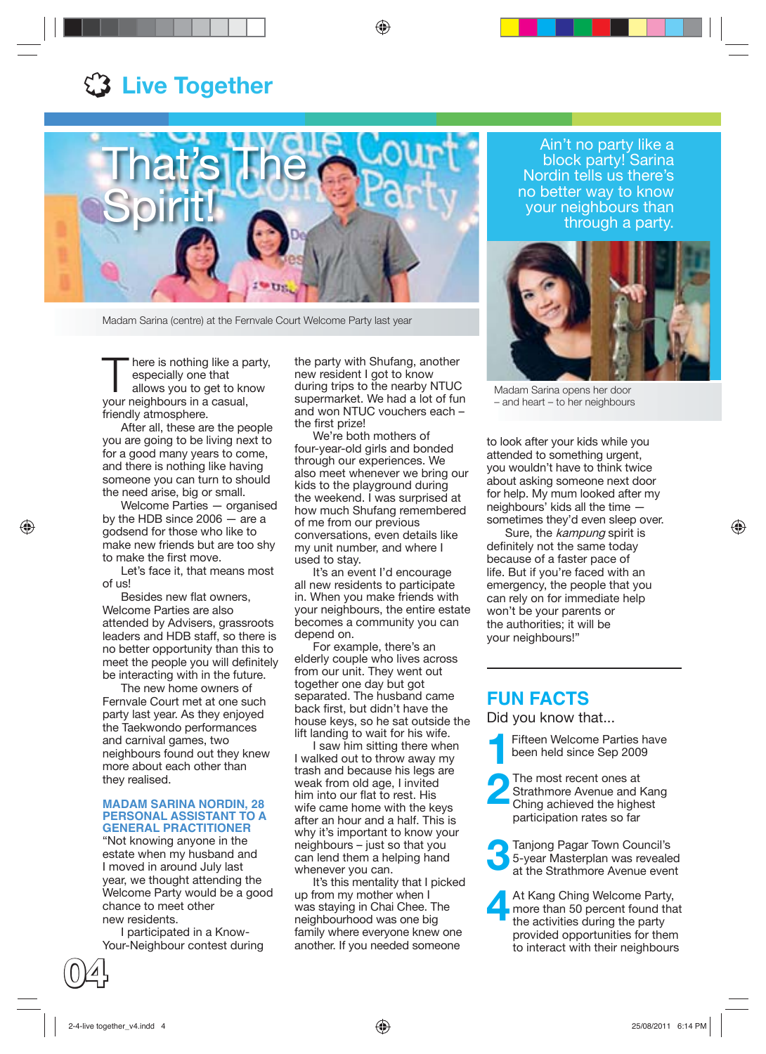# Live Together

## That's The Spirit!

Madam Sarina (centre) at the Fernvale Court Welcome Party last year

Ain't no party like a block party! Sarina Nordin tells us there's no better way to know your neighbours than through a party.

Madam Sarina opens her door – and heart – to her neighbours

There is nothing like a party, especially one that allows you to get to know your neighbours in a casual, friendly atmosphere.

After all, these are the people you are going to be living next to for a good many years to come, and there is nothing like having someone you can turn to should the need arise, big or small.

Welcome Parties — organised by the HDB since 2006 — are a godsend for those who like to make new friends but are too shy to make the first move.

Let's face it, that means most of us!

Besides new flat owners, Welcome Parties are also attended by Advisers, grassroots leaders and HDB staff, so there is no better opportunity than this to meet the people you will definitely be interacting with in the future.

The new home owners of Fernvale Court met at one such party last year. As they enjoyed the Taekwondo performances and carnival games, two neighbours found out they knew more about each other than they realised.

### MADAM SARINA NORDIN, 28 PERSONAL ASSISTANT TO A GENERAL PRACTITIONER

"Not knowing anyone in the estate when my husband and I moved in around July last year, we thought attending the Welcome Party would be a good chance to meet other new residents.

I participated in a Know-Your-Neighbour contest during the party with Shufang, another new resident I got to know during trips to the nearby NTUC supermarket. We had a lot of fun and won NTUC vouchers each – the first prize!

We're both mothers of four-year-old girls and bonded through our experiences. We also meet whenever we bring our kids to the playground during the weekend. I was surprised at how much Shufang remembered of me from our previous conversations, even details like my unit number, and where I used to stay.

It's an event I'd encourage all new residents to participate in. When you make friends with your neighbours, the entire estate becomes a community you can depend on.

For example, there's an elderly couple who lives across from our unit. They went out together one day but got separated. The husband came back first, but didn't have the house keys, so he sat outside the lift landing to wait for his wife.

I saw him sitting there when I walked out to throw away my trash and because his legs are weak from old age, I invited him into our flat to rest. His wife came home with the keys after an hour and a half. This is why it's important to know your neighbours – just so that you can lend them a helping hand whenever you can.

It's this mentality that I picked up from my mother when I was staying in Chai Chee. The neighbourhood was one big family where everyone knew one another. If you needed someone to look after your kids while you attended to something urgent, you wouldn't have to think twice about asking someone next door for help. My mum looked after my neighbours' kids all the time — sometimes they'd even sleep over.

Sure, the *kampung* spirit is definitely not the same today because of a faster pace of life. But if you're faced with an emergency, the people that you can rely on for immediate help won't be your parents or the authorities; it will be your neighbours!"

## FUN FACTS

Did you know that...

1. Fifteen Welcome Parties have been held since Sep 2009
2. The most recent ones at Strathmore Avenue and Kang Ching achieved the highest participation rates so far
3. Tanjong Pagar Town Council's 5-year Masterplan was revealed at the Strathmore Avenue event
4. At Kang Ching Welcome Party, more than 50 percent found that the activities during the party provided opportunities for them to interact with their neighbours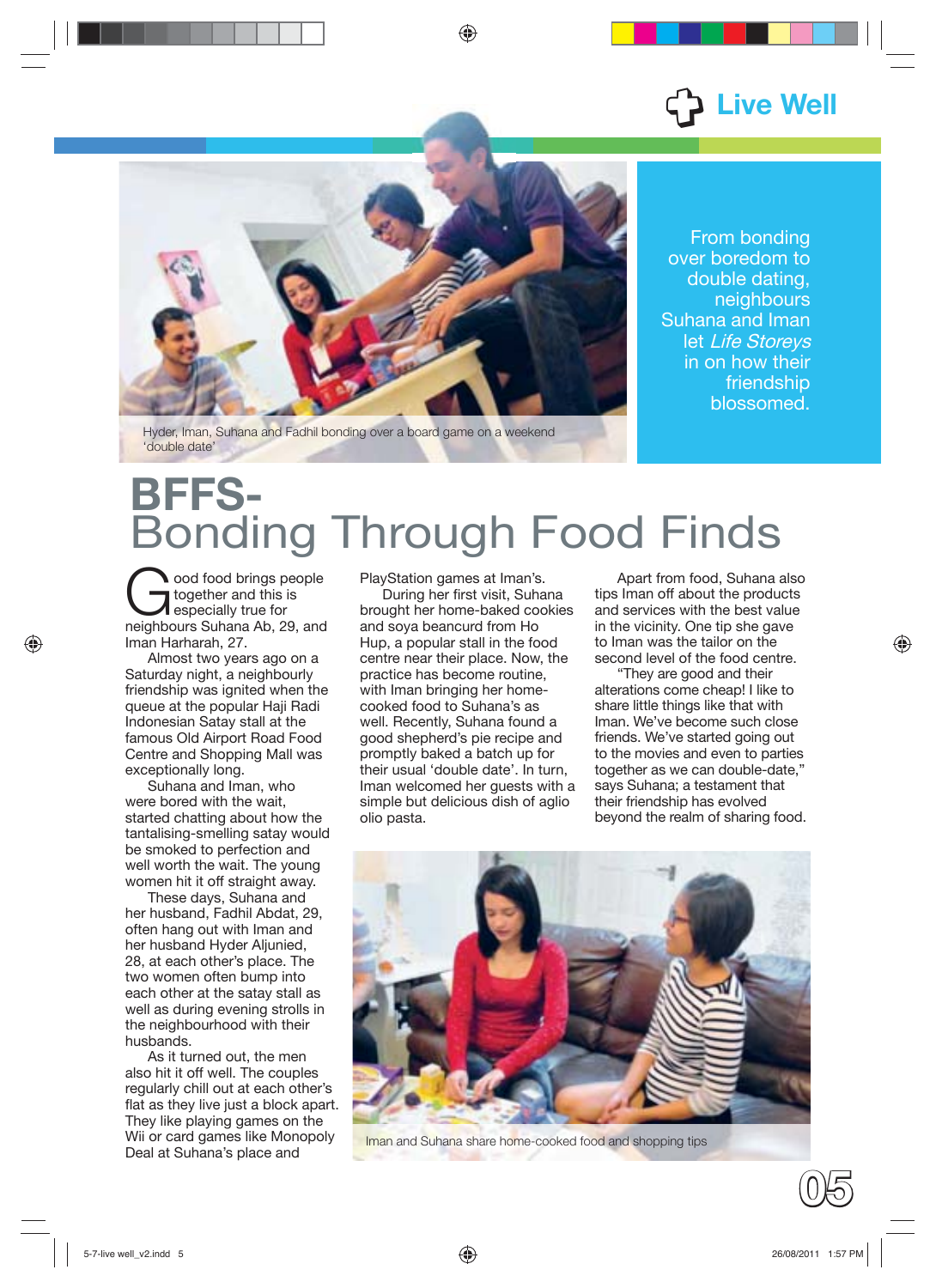Live Well

Hyder, Iman, Suhana and Fadhil bonding over a board game on a weekend 'double date'

From bonding over boredom to double dating, neighbours Suhana and Iman let *Life Storeys* in on how their friendship blossomed.

# BFFS- Bonding Through Food Finds

Good food brings people together and this is especially true for neighbours Suhana Ab, 29, and Iman Harharah, 27.

Almost two years ago on a Saturday night, a neighbourly friendship was ignited when the queue at the popular Haji Radi Indonesian Satay stall at the famous Old Airport Road Food Centre and Shopping Mall was exceptionally long.

Suhana and Iman, who were bored with the wait, started chatting about how the tantalising-smelling satay would be smoked to perfection and well worth the wait. The young women hit it off straight away.

These days, Suhana and her husband, Fadhil Abdat, 29, often hang out with Iman and her husband Hyder Aljunied, 28, at each other's place. The two women often bump into each other at the satay stall as well as during evening strolls in the neighbourhood with their husbands.

As it turned out, the men also hit it off well. The couples regularly chill out at each other's flat as they live just a block apart. They like playing games on the Wii or card games like Monopoly Deal at Suhana's place and PlayStation games at Iman's.

During her first visit, Suhana brought her home-baked cookies and soya beancurd from Ho Hup, a popular stall in the food centre near their place. Now, the practice has become routine, with Iman bringing her home-cooked food to Suhana's as well. Recently, Suhana found a good shepherd's pie recipe and promptly baked a batch up for their usual 'double date'. In turn, Iman welcomed her guests with a simple but delicious dish of aglio olio pasta.

Apart from food, Suhana also tips Iman off about the products and services with the best value in the vicinity. One tip she gave to Iman was the tailor on the second level of the food centre.

"They are good and their alterations come cheap! I like to share little things like that with Iman. We've become such close friends. We've started going out to the movies and even to parties together as we can double-date," says Suhana; a testament that their friendship has evolved beyond the realm of sharing food.

Iman and Suhana share home-cooked food and shopping tips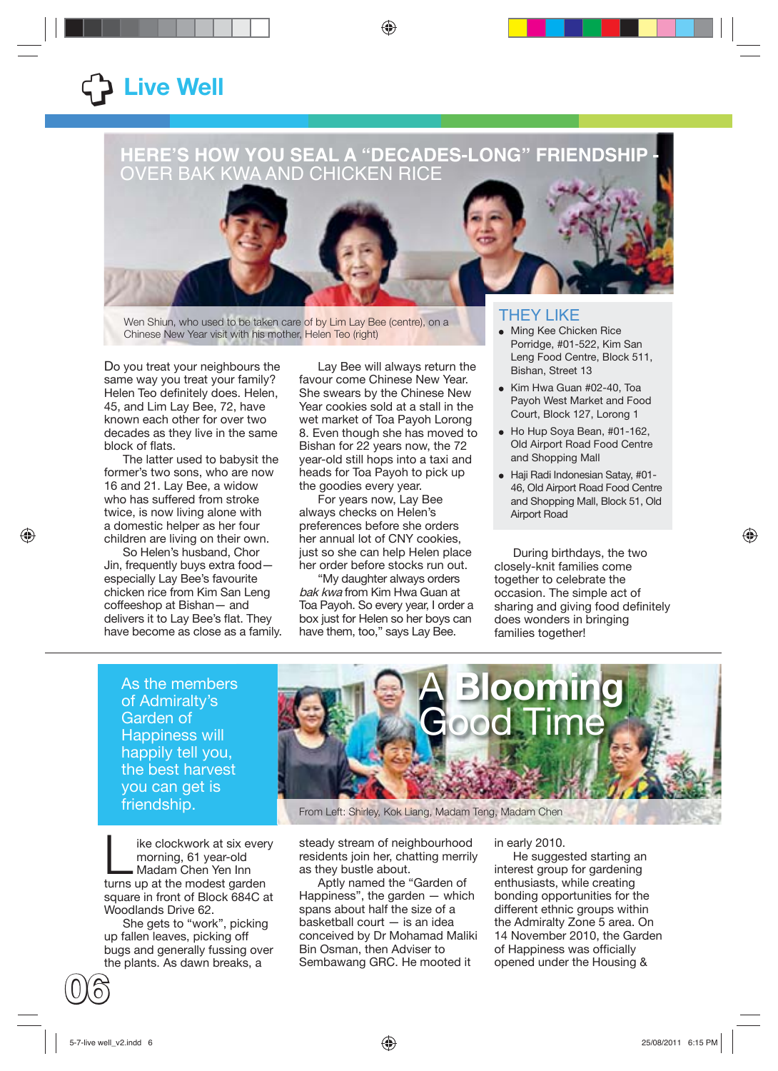# Live Well

## HERE'S HOW YOU SEAL A "DECADES-LONG" FRIENDSHIP - OVER BAK KWA AND CHICKEN RICE

Wen Shiun, who used to be taken care of by Lim Lay Bee (centre), on a Chinese New Year visit with his mother, Helen Teo (right)

Do you treat your neighbours the same way you treat your family? Helen Teo definitely does. Helen, 45, and Lim Lay Bee, 72, have known each other for over two decades as they live in the same block of flats.

The latter used to babysit the former's two sons, who are now 16 and 21. Lay Bee, a widow who has suffered from stroke twice, is now living alone with a domestic helper as her four children are living on their own.

So Helen's husband, Chor Jin, frequently buys extra food—especially Lay Bee's favourite chicken rice from Kim San Leng coffeeshop at Bishan— and delivers it to Lay Bee's flat. They have become as close as a family.

Lay Bee will always return the favour come Chinese New Year. She swears by the Chinese New Year cookies sold at a stall in the wet market of Toa Payoh Lorong 8. Even though she has moved to Bishan for 22 years now, the 72 year-old still hops into a taxi and heads for Toa Payoh to pick up the goodies every year.

For years now, Lay Bee always checks on Helen's preferences before she orders her annual lot of CNY cookies, just so she can help Helen place her order before stocks run out.

"My daughter always orders *bak kwa* from Kim Hwa Guan at Toa Payoh. So every year, I order a box just for Helen so her boys can have them, too," says Lay Bee.

### THEY LIKE

- Ming Kee Chicken Rice Porridge, #01-522, Kim San Leng Food Centre, Block 511, Bishan, Street 13
- Kim Hwa Guan #02-40, Toa Payoh West Market and Food Court, Block 127, Lorong 1
- Ho Hup Soya Bean, #01-162, Old Airport Road Food Centre and Shopping Mall
- Haji Radi Indonesian Satay, #01-46, Old Airport Road Food Centre and Shopping Mall, Block 51, Old Airport Road

During birthdays, the two closely-knit families come together to celebrate the occasion. The simple act of sharing and giving food definitely does wonders in bringing families together!

## A Blooming Good Time

As the members of Admiralty's Garden of Happiness will happily tell you, the best harvest you can get is friendship.

From Left: Shirley, Kok Liang, Madam Teng, Madam Chen

Like clockwork at six every morning, 61 year-old Madam Chen Yen Inn turns up at the modest garden square in front of Block 684C at Woodlands Drive 62.

She gets to "work", picking up fallen leaves, picking off bugs and generally fussing over the plants. As dawn breaks, a steady stream of neighbourhood residents join her, chatting merrily as they bustle about.

Aptly named the "Garden of Happiness", the garden — which spans about half the size of a basketball court — is an idea conceived by Dr Mohamad Maliki Bin Osman, then Adviser to Sembawang GRC. He mooted it in early 2010.

He suggested starting an interest group for gardening enthusiasts, while creating bonding opportunities for the different ethnic groups within the Admiralty Zone 5 area. On 14 November 2010, the Garden of Happiness was officially opened under the Housing &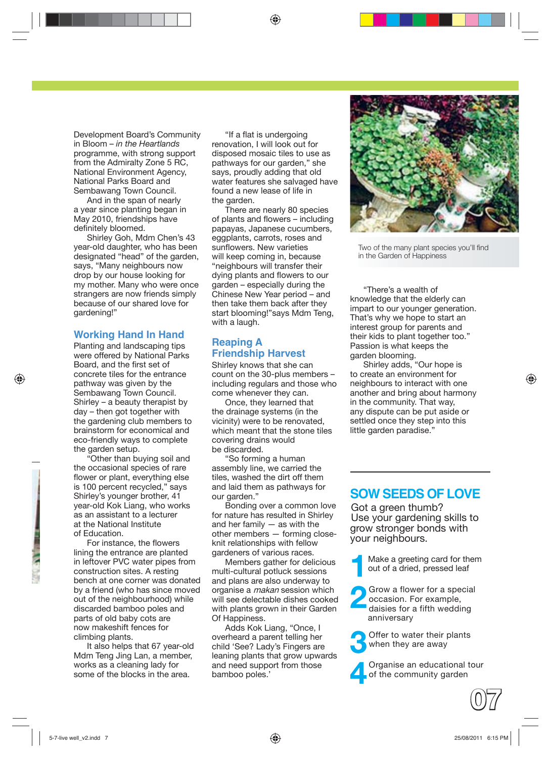Development Board's Community in Bloom – *in the Heartlands* programme, with strong support from the Admiralty Zone 5 RC, National Environment Agency, National Parks Board and Sembawang Town Council.

And in the span of nearly a year since planting began in May 2010, friendships have definitely bloomed.

Shirley Goh, Mdm Chen's 43 year-old daughter, who has been designated "head" of the garden, says, "Many neighbours now drop by our house looking for my mother. Many who were once strangers are now friends simply because of our shared love for gardening!"

## Working Hand In Hand

Planting and landscaping tips were offered by National Parks Board, and the first set of concrete tiles for the entrance pathway was given by Sembawang Town Council. Shirley – a beauty therapist by day – then got together with the gardening club members to brainstorm for economical and eco-friendly ways to complete the garden setup.

"Other than buying soil and the occasional species of rare flower or plant, everything else is 100 percent recycled," says Shirley's younger brother, 41 year-old Kok Liang, who works as an assistant to a lecturer at the National Institute of Education.

For instance, the flowers lining the entrance are planted in leftover PVC water pipes from construction sites. A resting bench at one corner was donated by a friend (who has since moved out of the neighbourhood) while discarded bamboo poles and parts of old baby cots are now makeshift fences for climbing plants.

It also helps that 67 year-old Mdm Teng Jing Lan, a member, works as a cleaning lady for some of the blocks in the area.

"If a flat is undergoing renovation, I will look out for disposed mosaic tiles to use as pathways for our garden," she says, proudly adding that old water features she salvaged have found a new lease of life in the garden.

There are nearly 80 species of plants and flowers – including papayas, Japanese cucumbers, eggplants, carrots, roses and sunflowers. New varieties will keep coming in, because "neighbours will transfer their dying plants and flowers to our garden – especially during the Chinese New Year period – and then take them back after they start blooming!"says Mdm Teng, with a laugh.

## Reaping A Friendship Harvest

Shirley knows that she can count on the 30-plus members – including regulars and those who come whenever they can.

Once, they learned that the drainage systems (in the vicinity) were to be renovated, which meant that the stone tiles covering drains would be discarded.

"So forming a human assembly line, we carried the tiles, washed the dirt off them and laid them as pathways for our garden."

Bonding over a common love for nature has resulted in Shirley and her family — as with the other members — forming close-knit relationships with fellow gardeners of various races.

Members gather for delicious multi-cultural potluck sessions and plans are also underway to organise a *makan* session which will see delectable dishes cooked with plants grown in their Garden Of Happiness.

Adds Kok Liang, "Once, I overheard a parent telling her child 'See? Lady's Fingers are leaning plants that grow upwards and need support from those bamboo poles.'

Two of the many plant species you'll find in the Garden of Happiness

"There's a wealth of knowledge that the elderly can impart to our younger generation. That's why we hope to start an interest group for parents and their kids to plant together too." Passion is what keeps the garden blooming.

Shirley adds, "Our hope is to create an environment for neighbours to interact with one another and bring about harmony in the community. That way, any dispute can be put aside or settled once they step into this little garden paradise."

## SOW SEEDS OF LOVE

Got a green thumb? Use your gardening skills to grow stronger bonds with your neighbours.

1. Make a greeting card for them out of a dried, pressed leaf
2. Grow a flower for a special occasion. For example, daisies for a fifth wedding anniversary
3. Offer to water their plants when they are away
4. Organise an educational tour of the community garden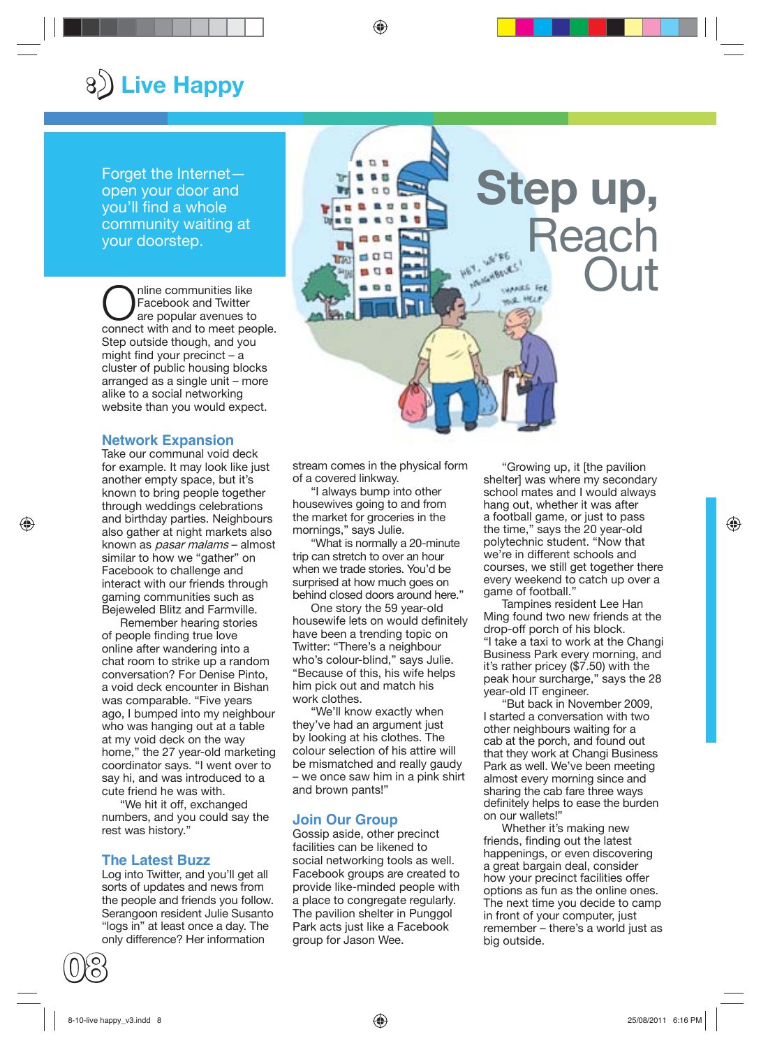# Step up, Reach Out

Forget the Internet— open your door and you'll find a whole community waiting at your doorstep.

Online communities like Facebook and Twitter are popular avenues to connect with and to meet people. Step outside though, and you might find your precinct – a cluster of public housing blocks arranged as a single unit – more alike to a social networking website than you would expect.

## Network Expansion

Take our communal void deck for example. It may look like just another empty space, but it's known to bring people together through weddings celebrations and birthday parties. Neighbours also gather at night markets also known as *pasar malams* – almost similar to how we "gather" on Facebook to challenge and interact with our friends through gaming communities such as Bejeweled Blitz and Farmville.

Remember hearing stories of people finding true love online after wandering into a chat room to strike up a random conversation? For Denise Pinto, a void deck encounter in Bishan was comparable. "Five years ago, I bumped into my neighbour who was hanging out at a table at my void deck on the way home," the 27 year-old marketing coordinator says. "I went over to say hi, and was introduced to a cute friend he was with.

"We hit it off, exchanged numbers, and you could say the rest was history."

## The Latest Buzz

Log into Twitter, and you'll get all sorts of updates and news from the people and friends you follow. Serangoon resident Julie Susanto "logs in" at least once a day. The only difference? Her information stream comes in the physical form of a covered linkway.

"I always bump into other housewives going to and from the market for groceries in the mornings," says Julie.

"What is normally a 20-minute trip can stretch to over an hour when we trade stories. You'd be surprised at how much goes on behind closed doors around here."

One story the 59 year-old housewife lets on would definitely have been a trending topic on Twitter: "There's a neighbour who's colour-blind," says Julie. "Because of this, his wife helps him pick out and match his work clothes.

"We'll know exactly when they've had an argument just by looking at his clothes. The colour selection of his attire will be mismatched and really gaudy – we once saw him in a pink shirt and brown pants!"

## Join Our Group

Gossip aside, other precinct facilities can be likened to social networking tools as well. Facebook groups are created to provide like-minded people with a place to congregate regularly. The pavilion shelter in Punggol Park acts just like a Facebook group for Jason Wee.

"Growing up, it [the pavilion shelter] was where my secondary school mates and I would always hang out, whether it was after a football game, or just to pass the time," says the 20 year-old polytechnic student. "Now that we're in different schools and courses, we still get together there every weekend to catch up over a game of football."

Tampines resident Lee Han Ming found two new friends at the drop-off porch of his block. "I take a taxi to work at the Changi Business Park every morning, and it's rather pricey ($7.50) with the peak hour surcharge," says the 28 year-old IT engineer.

"But back in November 2009, I started a conversation with two other neighbours waiting for a cab at the porch, and found out that they work at Changi Business Park as well. We've been meeting almost every morning since and sharing the cab fare three ways definitely helps to ease the burden on our wallets!"

Whether it's making new friends, finding out the latest happenings, or even discovering a great bargain deal, consider how your precinct facilities offer options as fun as the online ones. The next time you decide to camp in front of your computer, just remember – there's a world just as big outside.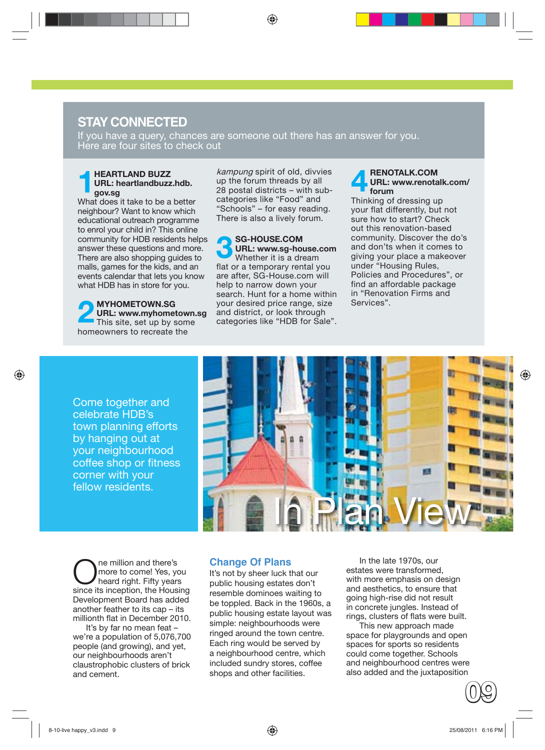## STAY CONNECTED

If you have a query, chances are someone out there has an answer for you. Here are four sites to check out

### 1 HEARTLAND BUZZ
**URL: heartlandbuzz.hdb.gov.sg**

What does it take to be a better neighbour? Want to know which educational outreach programme to enrol your child in? This online community for HDB residents helps answer these questions and more. There are also shopping guides to malls, games for the kids, and an events calendar that lets you know what HDB has in store for you.

### 2 MYHOMETOWN.SG
**URL: www.myhometown.sg**

This site, set up by some homeowners to recreate the *kampung* spirit of old, divvies up the forum threads by all 28 postal districts – with sub-categories like "Food" and "Schools" – for easy reading. There is also a lively forum.

### 3 SG-HOUSE.COM
**URL: www.sg-house.com**

Whether it is a dream flat or a temporary rental you are after, SG-House.com will help to narrow down your search. Hunt for a home within your desired price range, size and district, or look through categories like "HDB for Sale".

### 4 RENOTALK.COM
**URL: www.renotalk.com/forum**

Thinking of dressing up your flat differently, but not sure how to start? Check out this renovation-based community. Discover the do's and don'ts when it comes to giving your place a makeover under "Housing Rules, Policies and Procedures", or find an affordable package in "Renovation Firms and Services".

Come together and celebrate HDB's town planning efforts by hanging out at your neighbourhood coffee shop or fitness corner with your fellow residents.

# In Plan View

One million and there's more to come! Yes, you heard right. Fifty years since its inception, the Housing Development Board has added another feather to its cap – its millionth flat in December 2010.

It's by far no mean feat – we're a population of 5,076,700 people (and growing), and yet, our neighbourhoods aren't claustrophobic clusters of brick and cement.

## Change Of Plans

It's not by sheer luck that our public housing estates don't resemble dominoes waiting to be toppled. Back in the 1960s, a public housing estate layout was simple: neighbourhoods were ringed around the town centre. Each ring would be served by a neighbourhood centre, which included sundry stores, coffee shops and other facilities.

In the late 1970s, our estates were transformed, with more emphasis on design and aesthetics, to ensure that going high-rise did not result in concrete jungles. Instead of rings, clusters of flats were built.

This new approach made space for playgrounds and open spaces for sports so residents could come together. Schools and neighbourhood centres were also added and the juxtaposition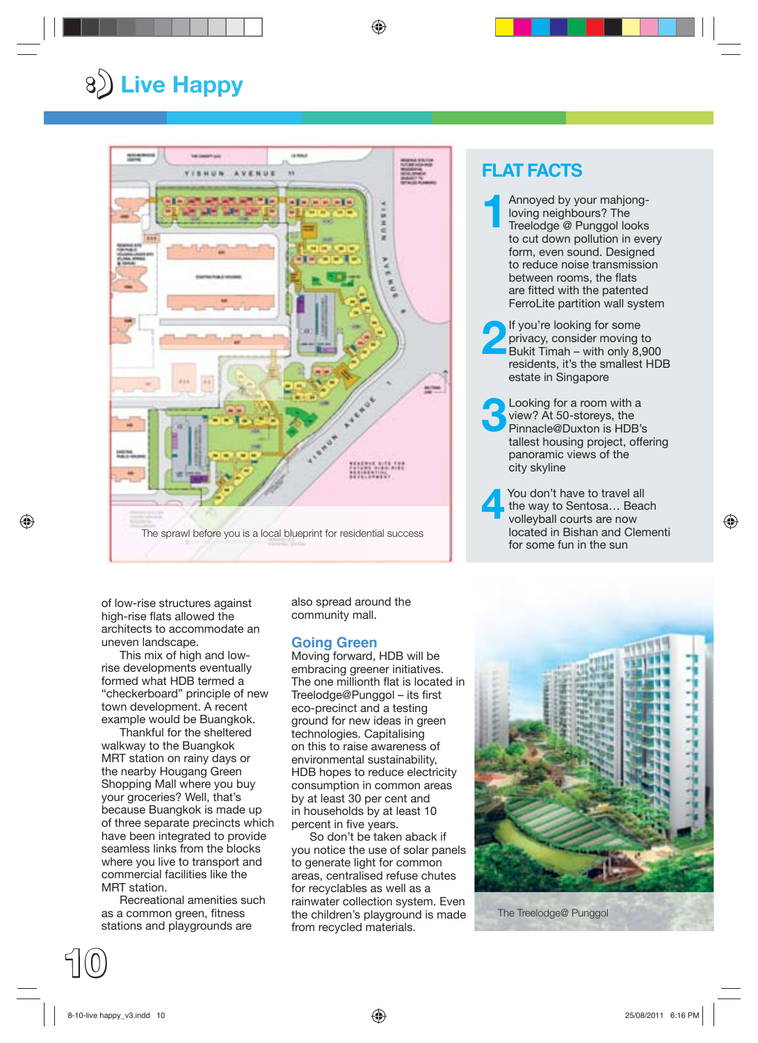# Live Happy

The sprawl before you is a local blueprint for residential success

## FLAT FACTS

**1** Annoyed by your mahjong-loving neighbours? The Treelodge @ Punggol looks to cut down pollution in every form, even sound. Designed to reduce noise transmission between rooms, the flats are fitted with the patented FerroLite partition wall system

**2** If you're looking for some privacy, consider moving to Bukit Timah – with only 8,900 residents, it's the smallest HDB estate in Singapore

**3** Looking for a room with a view? At 50-storeys, the Pinnacle@Duxton is HDB's tallest housing project, offering panoramic views of the city skyline

**4** You don't have to travel all the way to Sentosa… Beach volleyball courts are now located in Bishan and Clementi for some fun in the sun

of low-rise structures against high-rise flats allowed the architects to accommodate an uneven landscape.

This mix of high and low-rise developments eventually formed what HDB termed a "checkerboard" principle of new town development. A recent example would be Buangkok.

Thankful for the sheltered walkway to the Buangkok MRT station on rainy days or the nearby Hougang Green Shopping Mall where you buy your groceries? Well, that's because Buangkok is made up of three separate precincts which have been integrated to provide seamless links from the blocks where you live to transport and commercial facilities like the MRT station.

Recreational amenities such as a common green, fitness stations and playgrounds are also spread around the community mall.

## Going Green

Moving forward, HDB will be embracing greener initiatives. The one millionth flat is located in Treelodge@Punggol – its first eco-precinct and a testing ground for new ideas in green technologies. Capitalising on this to raise awareness of environmental sustainability, HDB hopes to reduce electricity consumption in common areas by at least 30 per cent and in households by at least 10 percent in five years.

So don't be taken aback if you notice the use of solar panels to generate light for common areas, centralised refuse chutes for recyclables as well as a rainwater collection system. Even the children's playground is made from recycled materials.

The Treelodge@ Punggol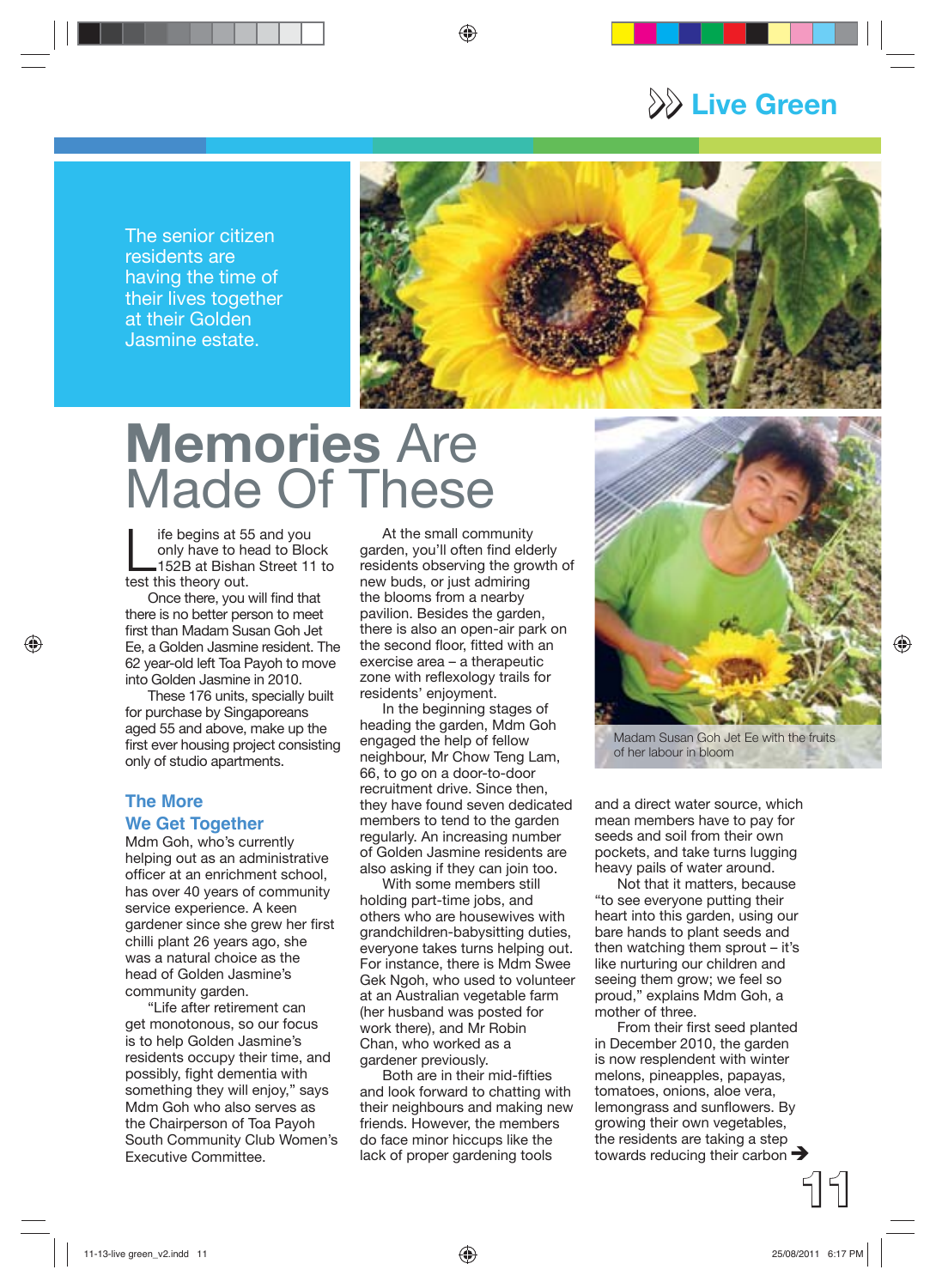# Live Green

The senior citizen residents are having the time of their lives together at their Golden Jasmine estate.

# Memories Are Made Of These

Life begins at 55 and you only have to head to Block 152B at Bishan Street 11 to test this theory out.

Once there, you will find that there is no better person to meet first than Madam Susan Goh Jet Ee, a Golden Jasmine resident. The 62 year-old left Toa Payoh to move into Golden Jasmine in 2010.

These 176 units, specially built for purchase by Singaporeans aged 55 and above, make up the first ever housing project consisting only of studio apartments.

## The More We Get Together

Mdm Goh, who's currently helping out as an administrative officer at an enrichment school, has over 40 years of community service experience. A keen gardener since she grew her first chilli plant 26 years ago, she was a natural choice as the head of Golden Jasmine's community garden.

"Life after retirement can get monotonous, so our focus is to help Golden Jasmine's residents occupy their time, and possibly, fight dementia with something they will enjoy," says Mdm Goh who also serves as the Chairperson of Toa Payoh South Community Club Women's Executive Committee.

At the small community garden, you'll often find elderly residents observing the growth of new buds, or just admiring the blooms from a nearby pavilion. Besides the garden, there is also an open-air park on the second floor, fitted with an exercise area – a therapeutic zone with reflexology trails for residents' enjoyment.

In the beginning stages of heading the garden, Mdm Goh engaged the help of fellow neighbour, Mr Chow Teng Lam, 66, to go on a door-to-door recruitment drive. Since then, they have found seven dedicated members to tend to the garden regularly. An increasing number of Golden Jasmine residents are also asking if they can join too.

With some members still holding part-time jobs, and others who are housewives with grandchildren-babysitting duties, everyone takes turns helping out. For instance, there is Mdm Swee Gek Ngoh, who used to volunteer at an Australian vegetable farm (her husband was posted for work there), and Mr Robin Chan, who worked as a gardener previously.

Both are in their mid-fifties and look forward to chatting with their neighbours and making new friends. However, the members do face minor hiccups like the lack of proper gardening tools and a direct water source, which mean members have to pay for seeds and soil from their own pockets, and take turns lugging heavy pails of water around.

Not that it matters, because "to see everyone putting their heart into this garden, using our bare hands to plant seeds and then watching them sprout – it's like nurturing our children and seeing them grow; we feel so proud," explains Mdm Goh, a mother of three.

From their first seed planted in December 2010, the garden is now resplendent with winter melons, pineapples, papayas, tomatoes, onions, aloe vera, lemongrass and sunflowers. By growing their own vegetables, the residents are taking a step towards reducing their carbon ➔

Madam Susan Goh Jet Ee with the fruits of her labour in bloom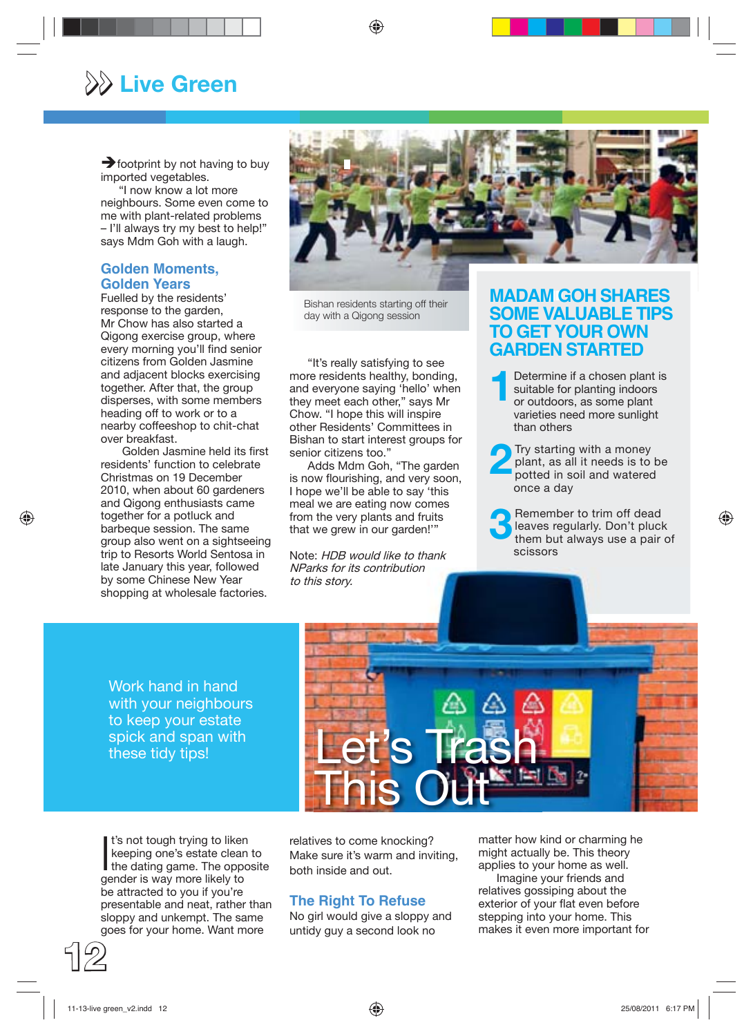# Live Green

footprint by not having to buy imported vegetables.

"I now know a lot more neighbours. Some even come to me with plant-related problems – I'll always try my best to help!" says Mdm Goh with a laugh.

## Golden Moments, Golden Years

Fuelled by the residents' response to the garden, Mr Chow has also started a Qigong exercise group, where every morning you'll find senior citizens from Golden Jasmine and adjacent blocks exercising together. After that, the group disperses, with some members heading off to work or to a nearby coffeeshop to chit-chat over breakfast.

Golden Jasmine held its first residents' function to celebrate Christmas on 19 December 2010, when about 60 gardeners and Qigong enthusiasts came together for a potluck and barbeque session. The same group also went on a sightseeing trip to Resorts World Sentosa in late January this year, followed by some Chinese New Year shopping at wholesale factories.

Bishan residents starting off their day with a Qigong session

"It's really satisfying to see more residents healthy, bonding, and everyone saying 'hello' when they meet each other," says Mr Chow. "I hope this will inspire other Residents' Committees in Bishan to start interest groups for senior citizens too."

Adds Mdm Goh, "The garden is now flourishing, and very soon, I hope we'll be able to say 'this meal we are eating now comes from the very plants and fruits that we grew in our garden!'"

Note: *HDB would like to thank NParks for its contribution to this story.*

## MADAM GOH SHARES SOME VALUABLE TIPS TO GET YOUR OWN GARDEN STARTED

1. Determine if a chosen plant is suitable for planting indoors or outdoors, as some plant varieties need more sunlight than others
2. Try starting with a money plant, as all it needs is to be potted in soil and watered once a day
3. Remember to trim off dead leaves regularly. Don't pluck them but always use a pair of scissors

# Let's Trash This Out

Work hand in hand with your neighbours to keep your estate spick and span with these tidy tips!

It's not tough trying to liken keeping one's estate clean to the dating game. The opposite gender is way more likely to be attracted to you if you're presentable and neat, rather than sloppy and unkempt. The same goes for your home. Want more relatives to come knocking? Make sure it's warm and inviting, both inside and out.

## The Right To Refuse

No girl would give a sloppy and untidy guy a second look no matter how kind or charming he might actually be. This theory applies to your home as well.

Imagine your friends and relatives gossiping about the exterior of your flat even before stepping into your home. This makes it even more important for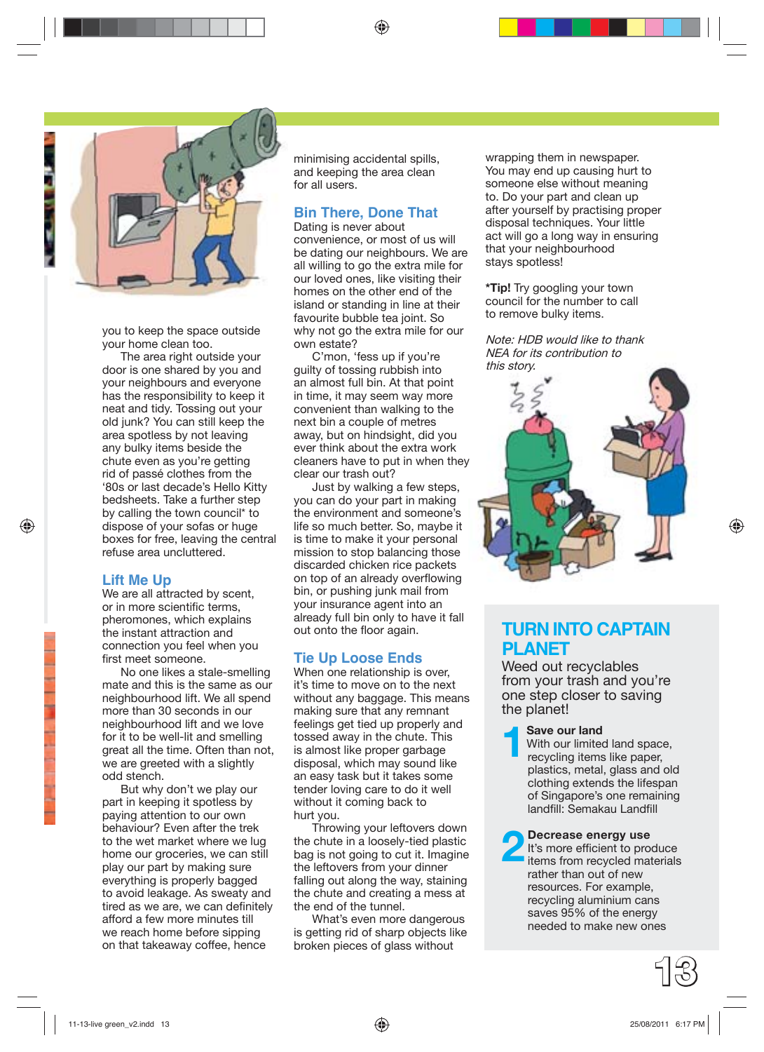you to keep the space outside your home clean too.

The area right outside your door is one shared by you and your neighbours and everyone has the responsibility to keep it neat and tidy. Tossing out your old junk? You can still keep the area spotless by not leaving any bulky items beside the chute even as you're getting rid of passé clothes from the '80s or last decade's Hello Kitty bedsheets. Take a further step by calling the town council* to dispose of your sofas or huge boxes for free, leaving the central refuse area uncluttered.

## Lift Me Up

We are all attracted by scent, or in more scientific terms, pheromones, which explains the instant attraction and connection you feel when you first meet someone.

No one likes a stale-smelling mate and this is the same as our neighbourhood lift. We all spend more than 30 seconds in our neighbourhood lift and we love for it to be well-lit and smelling great all the time. Often than not, we are greeted with a slightly odd stench.

But why don't we play our part in keeping it spotless by paying attention to our own behaviour? Even after the trek to the wet market where we lug home our groceries, we can still play our part by making sure everything is properly bagged to avoid leakage. As sweaty and tired as we are, we can definitely afford a few more minutes till we reach home before sipping on that takeaway coffee, hence minimising accidental spills, and keeping the area clean for all users.

## Bin There, Done That

Dating is never about convenience, or most of us will be dating our neighbours. We are all willing to go the extra mile for our loved ones, like visiting their homes on the other end of the island or standing in line at their favourite bubble tea joint. So why not go the extra mile for our own estate?

C'mon, 'fess up if you're guilty of tossing rubbish into an almost full bin. At that point in time, it may seem way more convenient than walking to the next bin a couple of metres away, but on hindsight, did you ever think about the extra work cleaners have to put in when they clear our trash out?

Just by walking a few steps, you can do your part in making the environment and someone's life so much better. So, maybe it is time to make it your personal mission to stop balancing those discarded chicken rice packets on top of an already overflowing bin, or pushing junk mail from your insurance agent into an already full bin only to have it fall out onto the floor again.

## Tie Up Loose Ends

When one relationship is over, it's time to move on to the next without any baggage. This means making sure that any remnant feelings get tied up properly and tossed away in the chute. This is almost like proper garbage disposal, which may sound like an easy task but it takes some tender loving care to do it well without it coming back to hurt you.

Throwing your leftovers down the chute in a loosely-tied plastic bag is not going to cut it. Imagine the leftovers from your dinner falling out along the way, staining the chute and creating a mess at the end of the tunnel.

What's even more dangerous is getting rid of sharp objects like broken pieces of glass without wrapping them in newspaper. You may end up causing hurt to someone else without meaning to. Do your part and clean up after yourself by practising proper disposal techniques. Your little act will go a long way in ensuring that your neighbourhood stays spotless!

**\*Tip!** Try googling your town council for the number to call to remove bulky items.

*Note: HDB would like to thank NEA for its contribution to this story.*

## TURN INTO CAPTAIN PLANET

Weed out recyclables from your trash and you're one step closer to saving the planet!

**1 Save our land**
With our limited land space, recycling items like paper, plastics, metal, glass and old clothing extends the lifespan of Singapore's one remaining landfill: Semakau Landfill

**2 Decrease energy use**
It's more efficient to produce items from recycled materials rather than out of new resources. For example, recycling aluminium cans saves 95% of the energy needed to make new ones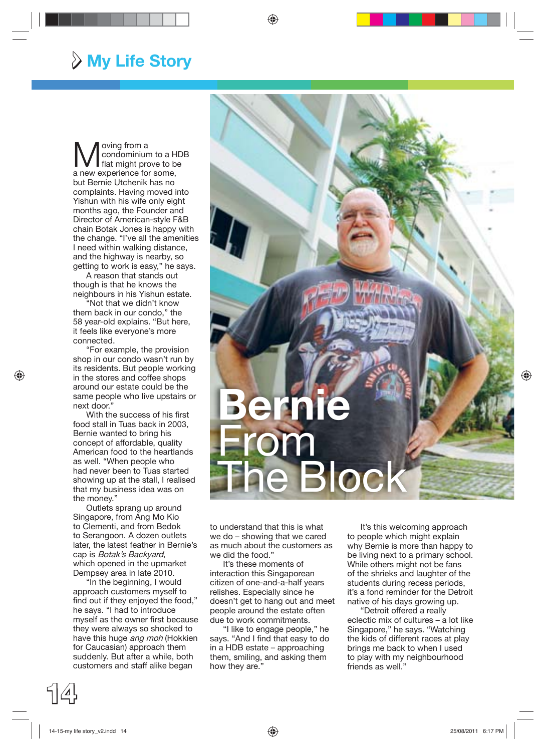# My Life Story

# Bernie From The Block

Moving from a condominium to a HDB flat might prove to be a new experience for some, but Bernie Utchenik has no complaints. Having moved into Yishun with his wife only eight months ago, the Founder and Director of American-style F&B chain Botak Jones is happy with the change. "I've all the amenities I need within walking distance, and the highway is nearby, so getting to work is easy," he says.

A reason that stands out though is that he knows the neighbours in his Yishun estate.

"Not that we didn't know them back in our condo," the 58 year-old explains. "But here, it feels like everyone's more connected.

"For example, the provision shop in our condo wasn't run by its residents. But people working in the stores and coffee shops around our estate could be the same people who live upstairs or next door."

With the success of his first food stall in Tuas back in 2003, Bernie wanted to bring his concept of affordable, quality American food to the heartlands as well. "When people who had never been to Tuas started showing up at the stall, I realised that my business idea was on the money."

Outlets sprang up around Singapore, from Ang Mo Kio to Clementi, and from Bedok to Serangoon. A dozen outlets later, the latest feather in Bernie's cap is *Botak's Backyard*, which opened in the upmarket Dempsey area in late 2010.

"In the beginning, I would approach customers myself to find out if they enjoyed the food," he says. "I had to introduce myself as the owner first because they were always so shocked to have this huge *ang moh* (Hokkien for Caucasian) approach them suddenly. But after a while, both customers and staff alike began to understand that this is what we do – showing that we cared as much about the customers as we did the food."

It's these moments of interaction this Singaporean citizen of one-and-a-half years relishes. Especially since he doesn't get to hang out and meet people around the estate often due to work commitments.

"I like to engage people," he says. "And I find that easy to do in a HDB estate – approaching them, smiling, and asking them how they are."

It's this welcoming approach to people which might explain why Bernie is more than happy to be living next to a primary school. While others might not be fans of the shrieks and laughter of the students during recess periods, it's a fond reminder for the Detroit native of his days growing up.

"Detroit offered a really eclectic mix of cultures – a lot like Singapore," he says. "Watching the kids of different races at play brings me back to when I used to play with my neighbourhood friends as well."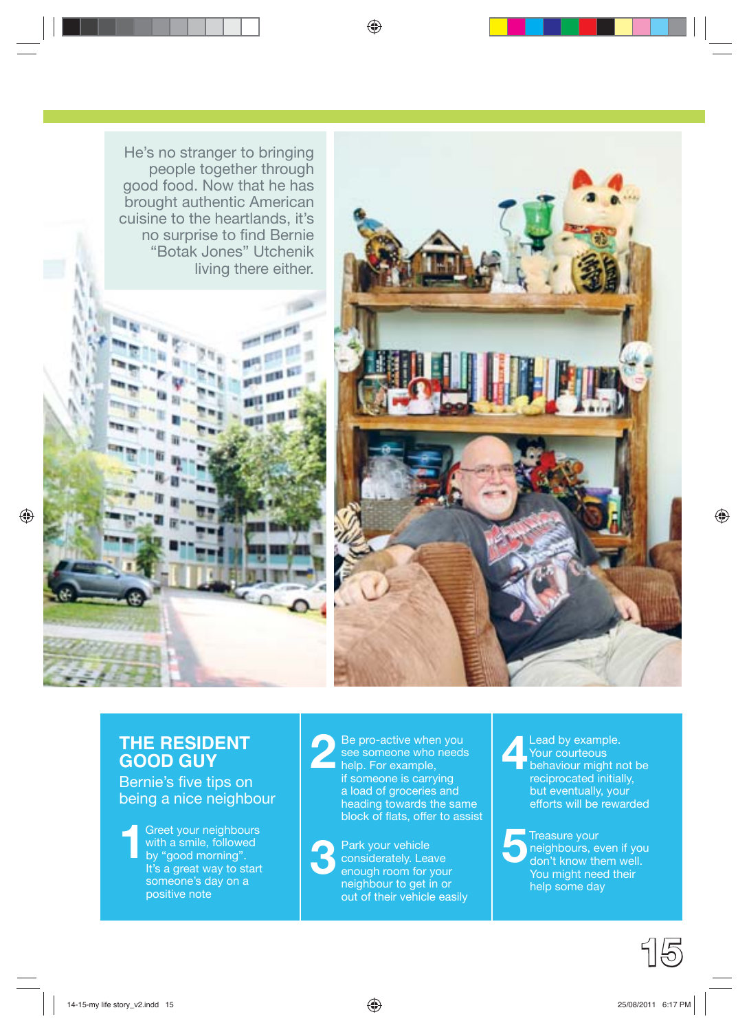He's no stranger to bringing people together through good food. Now that he has brought authentic American cuisine to the heartlands, it's no surprise to find Bernie "Botak Jones" Utchenik living there either.

## THE RESIDENT GOOD GUY

### Bernie's five tips on being a nice neighbour

1. Greet your neighbours with a smile, followed by "good morning". It's a great way to start someone's day on a positive note
2. Be pro-active when you see someone who needs help. For example, if someone is carrying a load of groceries and heading towards the same block of flats, offer to assist
3. Park your vehicle considerately. Leave enough room for your neighbour to get in or out of their vehicle easily
4. Lead by example. Your courteous behaviour might not be reciprocated initially, but eventually, your efforts will be rewarded
5. Treasure your neighbours, even if you don't know them well. You might need their help some day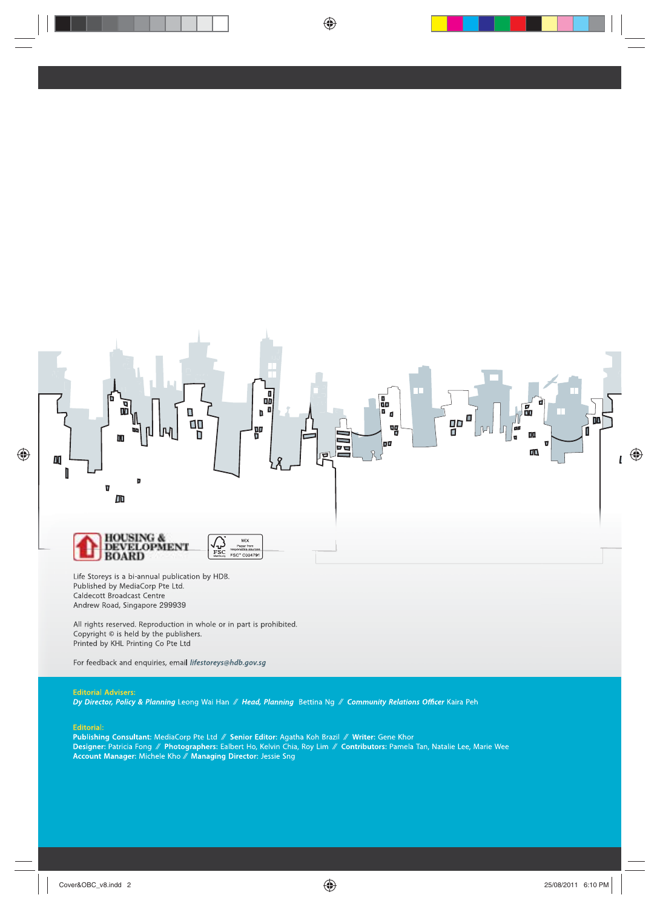HOUSING & DEVELOPMENT BOARD

Life Storeys is a bi-annual publication by HDB.
Published by MediaCorp Pte Ltd.
Caldecott Broadcast Centre
Andrew Road, Singapore 299939

All rights reserved. Reproduction in whole or in part is prohibited.
Copyright © is held by the publishers.
Printed by KHL Printing Co Pte Ltd

For feedback and enquiries, email *lifestoreys@hdb.gov.sg*

**Editorial Advisers:**
***Dy Director, Policy & Planning*** Leong Wai Han // ***Head, Planning*** Bettina Ng // ***Community Relations Officer*** Kaira Peh

**Editorial:**
**Publishing Consultant:** MediaCorp Pte Ltd // **Senior Editor:** Agatha Koh Brazil // **Writer:** Gene Khor
**Designer:** Patricia Fong // **Photographers:** Ealbert Ho, Kelvin Chia, Roy Lim // **Contributors:** Pamela Tan, Natalie Lee, Marie Wee
**Account Manager:** Michele Kho // **Managing Director:** Jessie Sng